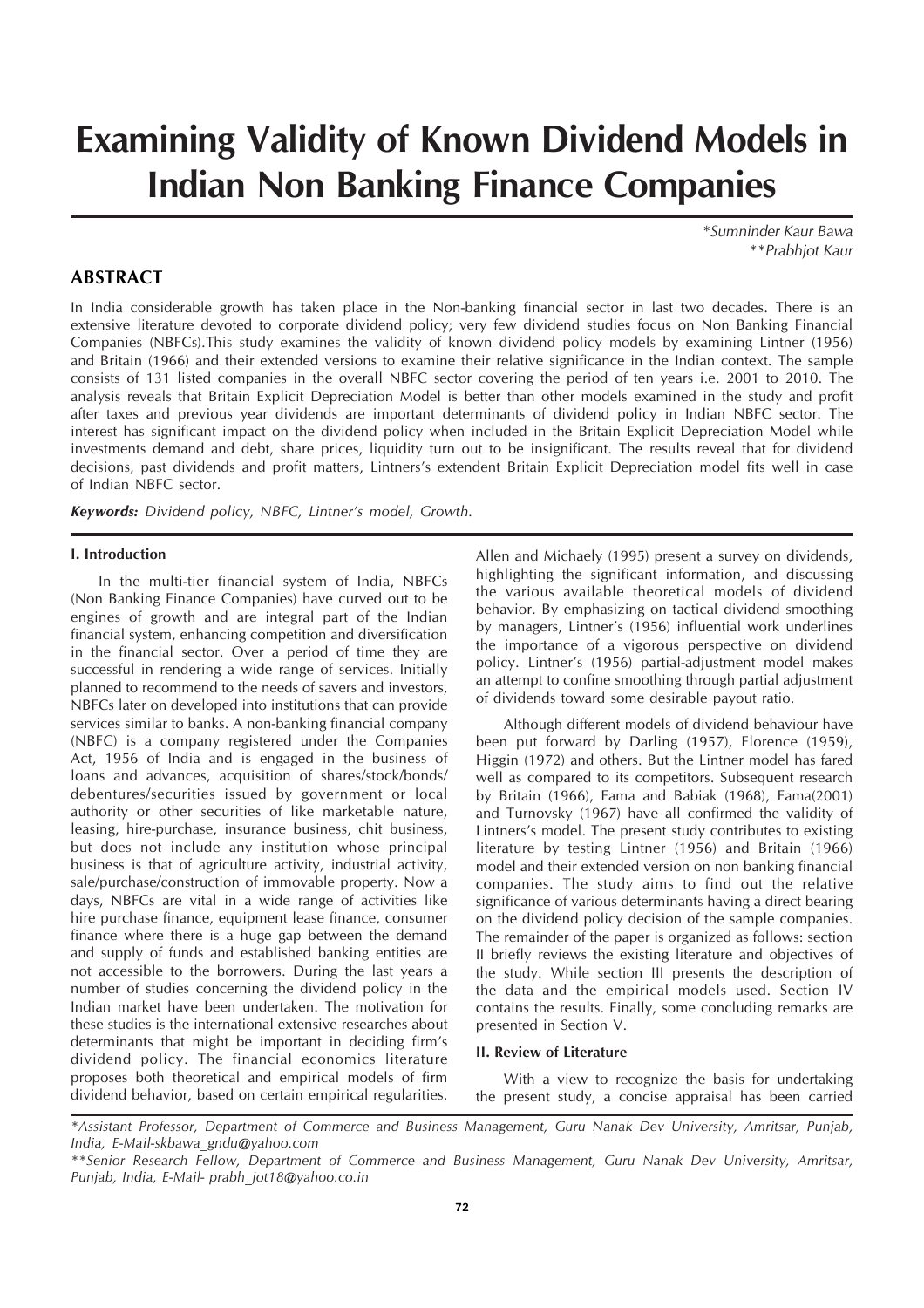# Examining Validity of Known Dividend Models in Indian Non Banking Finance Companies

*\*Sumninder Kaur Bawa*
*\*\*Prabhjot Kaur*

## ABSTRACT

In India considerable growth has taken place in the Non-banking financial sector in last two decades. There is an extensive literature devoted to corporate dividend policy; very few dividend studies focus on Non Banking Financial Companies (NBFCs).This study examines the validity of known dividend policy models by examining Lintner (1956) and Britain (1966) and their extended versions to examine their relative significance in the Indian context. The sample consists of 131 listed companies in the overall NBFC sector covering the period of ten years i.e. 2001 to 2010. The analysis reveals that Britain Explicit Depreciation Model is better than other models examined in the study and profit after taxes and previous year dividends are important determinants of dividend policy in Indian NBFC sector. The interest has significant impact on the dividend policy when included in the Britain Explicit Depreciation Model while investments demand and debt, share prices, liquidity turn out to be insignificant. The results reveal that for dividend decisions, past dividends and profit matters, Lintners's extendent Britain Explicit Depreciation model fits well in case of Indian NBFC sector.

***Keywords:*** *Dividend policy, NBFC, Lintner's model, Growth.*

#### I. Introduction

In the multi-tier financial system of India, NBFCs (Non Banking Finance Companies) have curved out to be engines of growth and are integral part of the Indian financial system, enhancing competition and diversification in the financial sector. Over a period of time they are successful in rendering a wide range of services. Initially planned to recommend to the needs of savers and investors, NBFCs later on developed into institutions that can provide services similar to banks. A non-banking financial company (NBFC) is a company registered under the Companies Act, 1956 of India and is engaged in the business of loans and advances, acquisition of shares/stock/bonds/ debentures/securities issued by government or local authority or other securities of like marketable nature, leasing, hire-purchase, insurance business, chit business, but does not include any institution whose principal business is that of agriculture activity, industrial activity, sale/purchase/construction of immovable property. Now a days, NBFCs are vital in a wide range of activities like hire purchase finance, equipment lease finance, consumer finance where there is a huge gap between the demand and supply of funds and established banking entities are not accessible to the borrowers. During the last years a number of studies concerning the dividend policy in the Indian market have been undertaken. The motivation for these studies is the international extensive researches about determinants that might be important in deciding firm's dividend policy. The financial economics literature proposes both theoretical and empirical models of firm dividend behavior, based on certain empirical regularities. Allen and Michaely (1995) present a survey on dividends, highlighting the significant information, and discussing the various available theoretical models of dividend behavior. By emphasizing on tactical dividend smoothing by managers, Lintner's (1956) influential work underlines the importance of a vigorous perspective on dividend policy. Lintner's (1956) partial-adjustment model makes an attempt to confine smoothing through partial adjustment of dividends toward some desirable payout ratio.

Although different models of dividend behaviour have been put forward by Darling (1957), Florence (1959), Higgin (1972) and others. But the Lintner model has fared well as compared to its competitors. Subsequent research by Britain (1966), Fama and Babiak (1968), Fama(2001) and Turnovsky (1967) have all confirmed the validity of Lintners's model. The present study contributes to existing literature by testing Lintner (1956) and Britain (1966) model and their extended version on non banking financial companies. The study aims to find out the relative significance of various determinants having a direct bearing on the dividend policy decision of the sample companies. The remainder of the paper is organized as follows: section II briefly reviews the existing literature and objectives of the study. While section III presents the description of the data and the empirical models used. Section IV contains the results. Finally, some concluding remarks are presented in Section V.

#### II. Review of Literature

With a view to recognize the basis for undertaking the present study, a concise appraisal has been carried

*\*Assistant Professor, Department of Commerce and Business Management, Guru Nanak Dev University, Amritsar, Punjab, India, E-Mail-skbawa_gndu@yahoo.com*

*\*\*Senior Research Fellow, Department of Commerce and Business Management, Guru Nanak Dev University, Amritsar, Punjab, India, E-Mail- prabh_jot18@yahoo.co.in*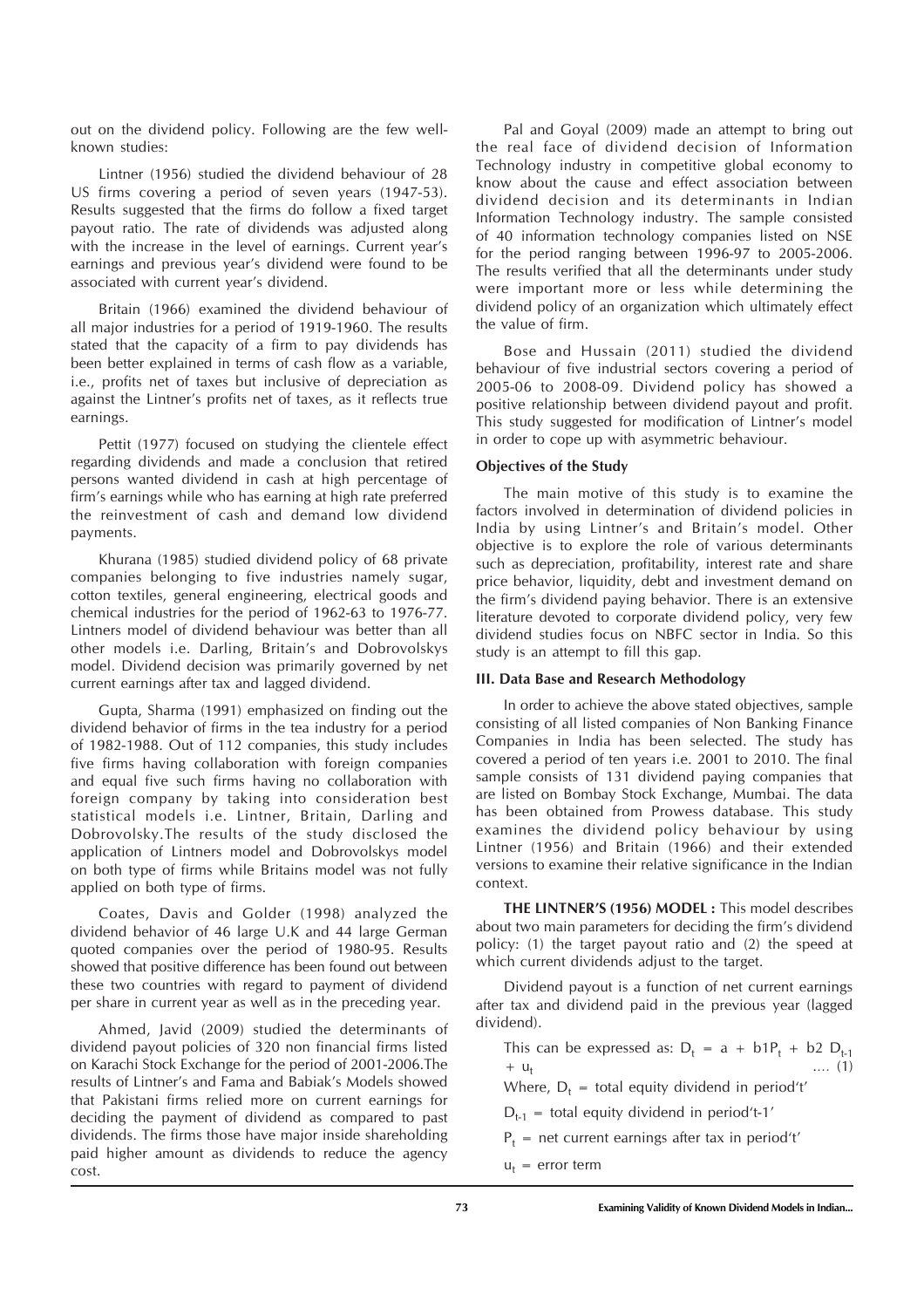out on the dividend policy. Following are the few well-known studies:

Lintner (1956) studied the dividend behaviour of 28 US firms covering a period of seven years (1947-53). Results suggested that the firms do follow a fixed target payout ratio. The rate of dividends was adjusted along with the increase in the level of earnings. Current year's earnings and previous year's dividend were found to be associated with current year's dividend.

Britain (1966) examined the dividend behaviour of all major industries for a period of 1919-1960. The results stated that the capacity of a firm to pay dividends has been better explained in terms of cash flow as a variable, i.e., profits net of taxes but inclusive of depreciation as against the Lintner's profits net of taxes, as it reflects true earnings.

Pettit (1977) focused on studying the clientele effect regarding dividends and made a conclusion that retired persons wanted dividend in cash at high percentage of firm's earnings while who has earning at high rate preferred the reinvestment of cash and demand low dividend payments.

Khurana (1985) studied dividend policy of 68 private companies belonging to five industries namely sugar, cotton textiles, general engineering, electrical goods and chemical industries for the period of 1962-63 to 1976-77. Lintners model of dividend behaviour was better than all other models i.e. Darling, Britain's and Dobrovolskys model. Dividend decision was primarily governed by net current earnings after tax and lagged dividend.

Gupta, Sharma (1991) emphasized on finding out the dividend behavior of firms in the tea industry for a period of 1982-1988. Out of 112 companies, this study includes five firms having collaboration with foreign companies and equal five such firms having no collaboration with foreign company by taking into consideration best statistical models i.e. Lintner, Britain, Darling and Dobrovolsky.The results of the study disclosed the application of Lintners model and Dobrovolskys model on both type of firms while Britains model was not fully applied on both type of firms.

Coates, Davis and Golder (1998) analyzed the dividend behavior of 46 large U.K and 44 large German quoted companies over the period of 1980-95. Results showed that positive difference has been found out between these two countries with regard to payment of dividend per share in current year as well as in the preceding year.

Ahmed, Javid (2009) studied the determinants of dividend payout policies of 320 non financial firms listed on Karachi Stock Exchange for the period of 2001-2006.The results of Lintner's and Fama and Babiak's Models showed that Pakistani firms relied more on current earnings for deciding the payment of dividend as compared to past dividends. The firms those have major inside shareholding paid higher amount as dividends to reduce the agency cost.

Pal and Goyal (2009) made an attempt to bring out the real face of dividend decision of Information Technology industry in competitive global economy to know about the cause and effect association between dividend decision and its determinants in Indian Information Technology industry. The sample consisted of 40 information technology companies listed on NSE for the period ranging between 1996-97 to 2005-2006. The results verified that all the determinants under study were important more or less while determining the dividend policy of an organization which ultimately effect the value of firm.

Bose and Hussain (2011) studied the dividend behaviour of five industrial sectors covering a period of 2005-06 to 2008-09. Dividend policy has showed a positive relationship between dividend payout and profit. This study suggested for modification of Lintner's model in order to cope up with asymmetric behaviour.

**Objectives of the Study**

The main motive of this study is to examine the factors involved in determination of dividend policies in India by using Lintner's and Britain's model. Other objective is to explore the role of various determinants such as depreciation, profitability, interest rate and share price behavior, liquidity, debt and investment demand on the firm's dividend paying behavior. There is an extensive literature devoted to corporate dividend policy, very few dividend studies focus on NBFC sector in India. So this study is an attempt to fill this gap.

**III. Data Base and Research Methodology**

In order to achieve the above stated objectives, sample consisting of all listed companies of Non Banking Finance Companies in India has been selected. The study has covered a period of ten years i.e. 2001 to 2010. The final sample consists of 131 dividend paying companies that are listed on Bombay Stock Exchange, Mumbai. The data has been obtained from Prowess database. This study examines the dividend policy behaviour by using Lintner (1956) and Britain (1966) and their extended versions to examine their relative significance in the Indian context.

**THE LINTNER'S (1956) MODEL :** This model describes about two main parameters for deciding the firm's dividend policy: (1) the target payout ratio and (2) the speed at which current dividends adjust to the target.

Dividend payout is a function of net current earnings after tax and dividend paid in the previous year (lagged dividend).

This can be expressed as: $D_t = a + b1P_t + b2\ D_{t-1} + u_t$ .... (1)

Where, $D_t$ = total equity dividend in period't'

$D_{t-1}$ = total equity dividend in period't-1'

$P_t$ = net current earnings after tax in period't'

$u_t$ = error term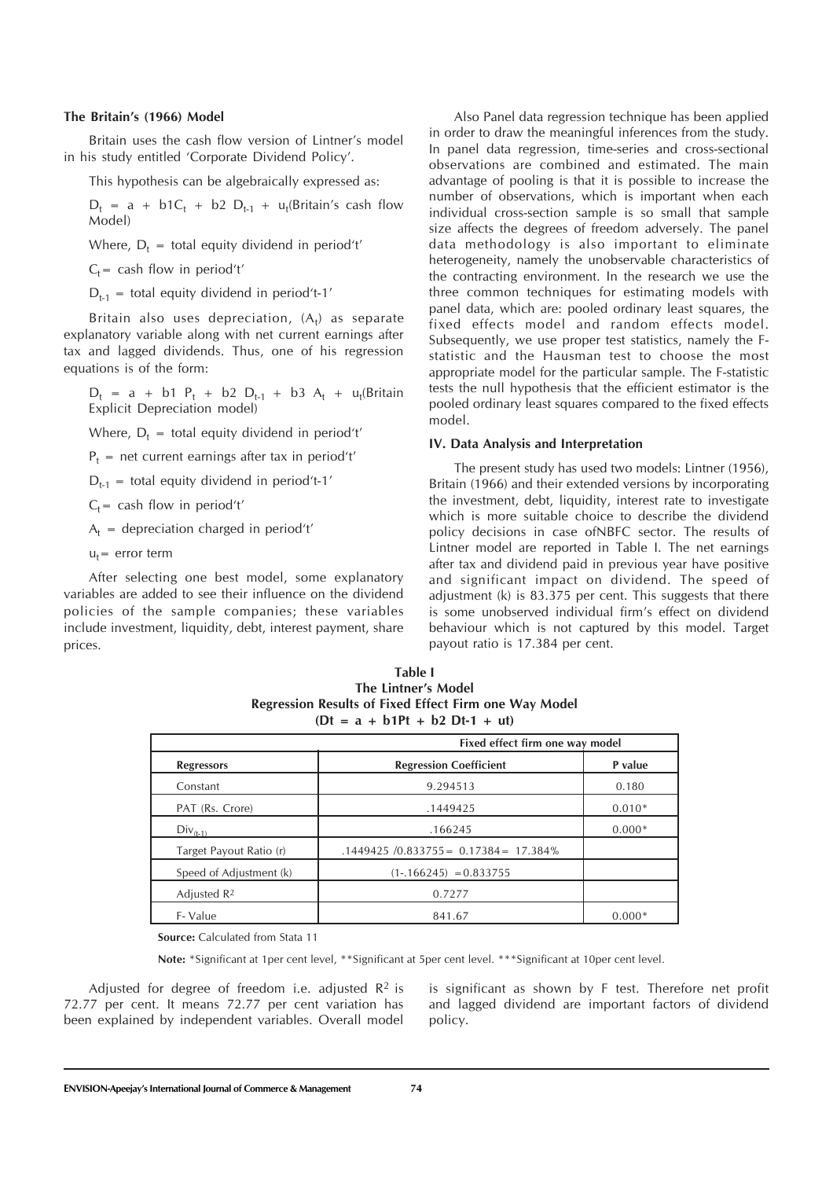### The Britain's (1966) Model

Britain uses the cash flow version of Lintner's model in his study entitled 'Corporate Dividend Policy'.

This hypothesis can be algebraically expressed as:

$D_t = a + b1C_t + b2\ D_{t-1} + u_t$(Britain's cash flow Model)

Where, $D_t$ = total equity dividend in period't'

$C_t$ = cash flow in period't'

$D_{t-1}$ = total equity dividend in period't-1'

Britain also uses depreciation, ($A_t$) as separate explanatory variable along with net current earnings after tax and lagged dividends. Thus, one of his regression equations is of the form:

$D_t = a + b1\ P_t + b2\ D_{t-1} + b3\ A_t + u_t$(Britain Explicit Depreciation model)

Where, $D_t$ = total equity dividend in period't'

$P_t$ = net current earnings after tax in period't'

$D_{t-1}$ = total equity dividend in period't-1'

$C_t$ = cash flow in period't'

$A_t$ = depreciation charged in period't'

$u_t$ = error term

After selecting one best model, some explanatory variables are added to see their influence on the dividend policies of the sample companies; these variables include investment, liquidity, debt, interest payment, share prices.

Also Panel data regression technique has been applied in order to draw the meaningful inferences from the study. In panel data regression, time-series and cross-sectional observations are combined and estimated. The main advantage of pooling is that it is possible to increase the number of observations, which is important when each individual cross-section sample is so small that sample size affects the degrees of freedom adversely. The panel data methodology is also important to eliminate heterogeneity, namely the unobservable characteristics of the contracting environment. In the research we use the three common techniques for estimating models with panel data, which are: pooled ordinary least squares, the fixed effects model and random effects model. Subsequently, we use proper test statistics, namely the F-statistic and the Hausman test to choose the most appropriate model for the particular sample. The F-statistic tests the null hypothesis that the efficient estimator is the pooled ordinary least squares compared to the fixed effects model.

### IV. Data Analysis and Interpretation

The present study has used two models: Lintner (1956), Britain (1966) and their extended versions by incorporating the investment, debt, liquidity, interest rate to investigate which is more suitable choice to describe the dividend policy decisions in case ofNBFC sector. The results of Lintner model are reported in Table I. The net earnings after tax and dividend paid in previous year have positive and significant impact on dividend. The speed of adjustment (k) is 83.375 per cent. This suggests that there is some unobserved individual firm's effect on dividend behaviour which is not captured by this model. Target payout ratio is 17.384 per cent.

**Table I**
**The Lintner's Model**
**Regression Results of Fixed Effect Firm one Way Model**
**(Dt = a + b1Pt + b2 Dt-1 + ut)**

| | Fixed effect firm one way model | |
|---|---|---|
| **Regressors** | **Regression Coefficient** | **P value** |
| Constant | 9.294513 | 0.180 |
| PAT (Rs. Crore) | .1449425 | 0.010* |
| $Div_{(t-1)}$ | .166245 | 0.000* |
| Target Payout Ratio (r) | .1449425 /0.833755 = 0.17384 = 17.384% | |
| Speed of Adjustment (k) | (1-.166245) = 0.833755 | |
| Adjusted $R^2$ | 0.7277 | |
| F- Value | 841.67 | 0.000* |

**Source:** Calculated from Stata 11

**Note:** *Significant at 1per cent level, **Significant at 5per cent level. ***Significant at 10per cent level.

Adjusted for degree of freedom i.e. adjusted $R^2$ is 72.77 per cent. It means 72.77 per cent variation has been explained by independent variables. Overall model is significant as shown by F test. Therefore net profit and lagged dividend are important factors of dividend policy.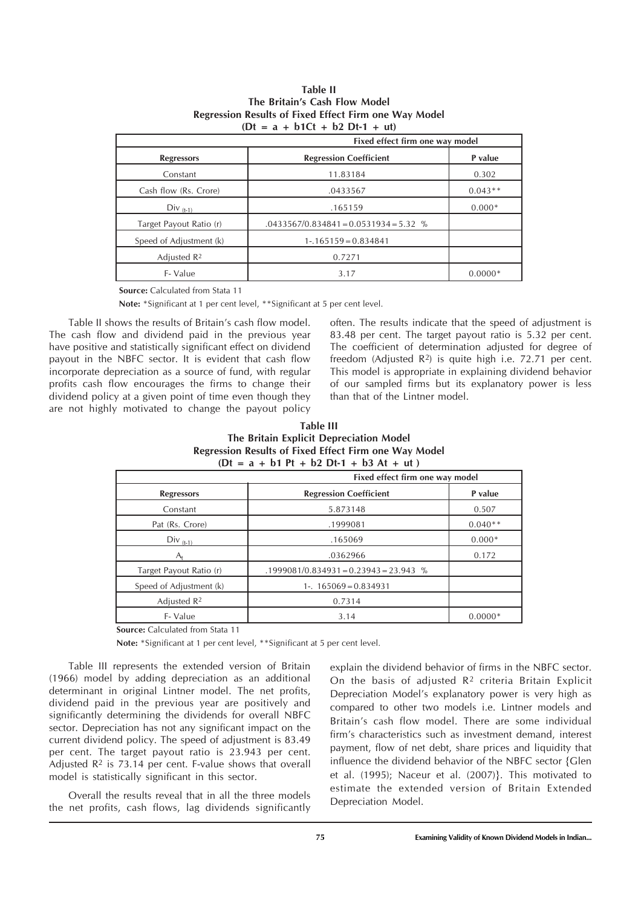**Table II**
**The Britain's Cash Flow Model**
**Regression Results of Fixed Effect Firm one Way Model**
**($D_t = a + b_1C_t + b_2 D_{t-1} + u_t$)**

| | Fixed effect firm one way model | |
|---|---|---|
| **Regressors** | **Regression Coefficient** | **P value** |
| Constant | 11.83184 | 0.302 |
| Cash flow (Rs. Crore) | .0433567 | 0.043** |
| Div $_{(t-1)}$ | .165159 | 0.000* |
| Target Payout Ratio (r) | .0433567/0.834841=0.0531934=5.32 % | |
| Speed of Adjustment (k) | 1-.165159=0.834841 | |
| Adjusted $R^2$ | 0.7271 | |
| F- Value | 3.17 | 0.0000* |

**Source:** Calculated from Stata 11

**Note:** *Significant at 1 per cent level, **Significant at 5 per cent level.

Table II shows the results of Britain's cash flow model. The cash flow and dividend paid in the previous year have positive and statistically significant effect on dividend payout in the NBFC sector. It is evident that cash flow incorporate depreciation as a source of fund, with regular profits cash flow encourages the firms to change their dividend policy at a given point of time even though they are not highly motivated to change the payout policy often. The results indicate that the speed of adjustment is 83.48 per cent. The target payout ratio is 5.32 per cent. The coefficient of determination adjusted for degree of freedom (Adjusted $R^2$) is quite high i.e. 72.71 per cent. This model is appropriate in explaining dividend behavior of our sampled firms but its explanatory power is less than that of the Lintner model.

**Table III**
**The Britain Explicit Depreciation Model**
**Regression Results of Fixed Effect Firm one Way Model**
**($D_t = a + b_1 P_t + b_2 D_{t-1} + b_3 A_t + u_t$)**

| | Fixed effect firm one way model | |
|---|---|---|
| **Regressors** | **Regression Coefficient** | **P value** |
| Constant | 5.873148 | 0.507 |
| Pat (Rs. Crore) | .1999081 | 0.040** |
| Div $_{(t-1)}$ | .165069 | 0.000* |
| $A_t$ | .0362966 | 0.172 |
| Target Payout Ratio (r) | .1999081/0.834931=0.23943=23.943 % | |
| Speed of Adjustment (k) | 1-. 165069=0.834931 | |
| Adjusted $R^2$ | 0.7314 | |
| F- Value | 3.14 | 0.0000* |

**Source:** Calculated from Stata 11

**Note:** *Significant at 1 per cent level, **Significant at 5 per cent level.

Table III represents the extended version of Britain (1966) model by adding depreciation as an additional determinant in original Lintner model. The net profits, dividend paid in the previous year are positively and significantly determining the dividends for overall NBFC sector. Depreciation has not any significant impact on the current dividend policy. The speed of adjustment is 83.49 per cent. The target payout ratio is 23.943 per cent. Adjusted $R^2$ is 73.14 per cent. F-value shows that overall model is statistically significant in this sector.

Overall the results reveal that in all the three models the net profits, cash flows, lag dividends significantly explain the dividend behavior of firms in the NBFC sector. On the basis of adjusted $R^2$ criteria Britain Explicit Depreciation Model's explanatory power is very high as compared to other two models i.e. Lintner models and Britain's cash flow model. There are some individual firm's characteristics such as investment demand, interest payment, flow of net debt, share prices and liquidity that influence the dividend behavior of the NBFC sector {Glen et al. (1995); Naceur et al. (2007)}. This motivated to estimate the extended version of Britain Extended Depreciation Model.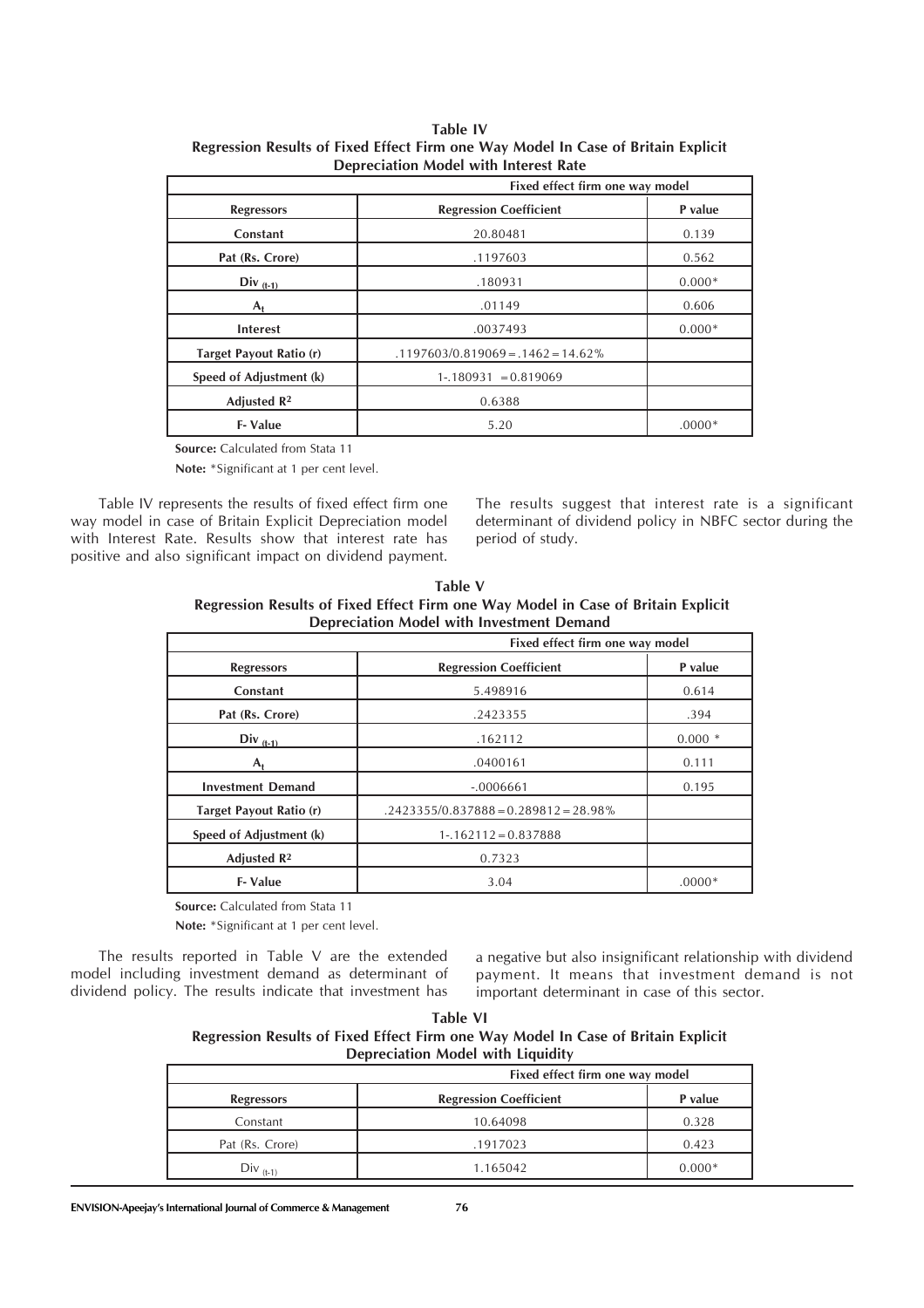**Table IV**
**Regression Results of Fixed Effect Firm one Way Model In Case of Britain Explicit Depreciation Model with Interest Rate**

| | Fixed effect firm one way model | |
|---|---|---|
| **Regressors** | **Regression Coefficient** | **P value** |
| **Constant** | 20.80481 | 0.139 |
| **Pat (Rs. Crore)** | .1197603 | 0.562 |
| **$Div_{(t-1)}$** | .180931 | 0.000* |
| **$A_t$** | .01149 | 0.606 |
| **Interest** | .0037493 | 0.000* |
| **Target Payout Ratio (r)** | .1197603/0.819069 = .1462 = 14.62% | |
| **Speed of Adjustment (k)** | 1-.180931 = 0.819069 | |
| **Adjusted $R^2$** | 0.6388 | |
| **F- Value** | 5.20 | .0000* |

**Source:** Calculated from Stata 11

**Note:** *Significant at 1 per cent level.

Table IV represents the results of fixed effect firm one way model in case of Britain Explicit Depreciation model with Interest Rate. Results show that interest rate has positive and also significant impact on dividend payment. The results suggest that interest rate is a significant determinant of dividend policy in NBFC sector during the period of study.

**Table V**
**Regression Results of Fixed Effect Firm one Way Model in Case of Britain Explicit Depreciation Model with Investment Demand**

| | Fixed effect firm one way model | |
|---|---|---|
| **Regressors** | **Regression Coefficient** | **P value** |
| **Constant** | 5.498916 | 0.614 |
| **Pat (Rs. Crore)** | .2423355 | .394 |
| **$Div_{(t-1)}$** | .162112 | 0.000 * |
| **$A_t$** | .0400161 | 0.111 |
| **Investment Demand** | -.0006661 | 0.195 |
| **Target Payout Ratio (r)** | .2423355/0.837888 = 0.289812 = 28.98% | |
| **Speed of Adjustment (k)** | 1-.162112 = 0.837888 | |
| **Adjusted $R^2$** | 0.7323 | |
| **F- Value** | 3.04 | .0000* |

**Source:** Calculated from Stata 11

**Note:** *Significant at 1 per cent level.

The results reported in Table V are the extended model including investment demand as determinant of dividend policy. The results indicate that investment has a negative but also insignificant relationship with dividend payment. It means that investment demand is not important determinant in case of this sector.

**Table VI**
**Regression Results of Fixed Effect Firm one Way Model In Case of Britain Explicit Depreciation Model with Liquidity**

| | Fixed effect firm one way model | |
|---|---|---|
| **Regressors** | **Regression Coefficient** | **P value** |
| Constant | 10.64098 | 0.328 |
| Pat (Rs. Crore) | .1917023 | 0.423 |
| $Div_{(t-1)}$ | 1.165042 | 0.000* |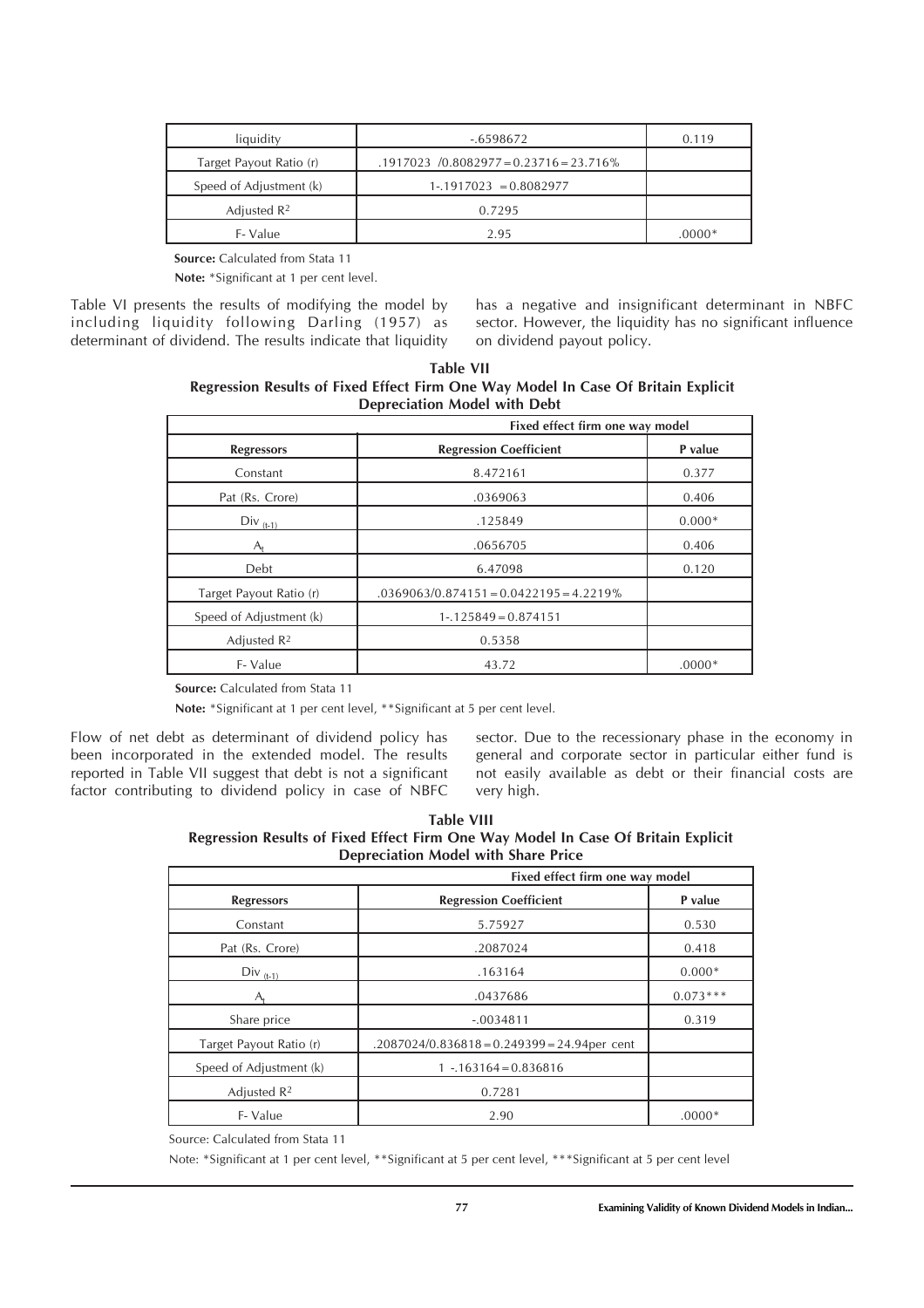| | | |
|---|---|---|
| liquidity | -.6598672 | 0.119 |
| Target Payout Ratio (r) | .1917023 /0.8082977 = 0.23716 = 23.716% | |
| Speed of Adjustment (k) | 1-.1917023 = 0.8082977 | |
| Adjusted $R^2$ | 0.7295 | |
| F- Value | 2.95 | .0000* |

**Source:** Calculated from Stata 11

**Note:** *Significant at 1 per cent level.

Table VI presents the results of modifying the model by including liquidity following Darling (1957) as determinant of dividend. The results indicate that liquidity has a negative and insignificant determinant in NBFC sector. However, the liquidity has no significant influence on dividend payout policy.

**Table VII**
**Regression Results of Fixed Effect Firm One Way Model In Case Of Britain Explicit Depreciation Model with Debt**

| | Fixed effect firm one way model | |
|---|---|---|
| **Regressors** | **Regression Coefficient** | **P value** |
| Constant | 8.472161 | 0.377 |
| Pat (Rs. Crore) | .0369063 | 0.406 |
| $Div_{(t-1)}$ | .125849 | 0.000* |
| $A_t$ | .0656705 | 0.406 |
| Debt | 6.47098 | 0.120 |
| Target Payout Ratio (r) | .0369063/0.874151 = 0.0422195 = 4.2219% | |
| Speed of Adjustment (k) | 1-.125849 = 0.874151 | |
| Adjusted $R^2$ | 0.5358 | |
| F- Value | 43.72 | .0000* |

**Source:** Calculated from Stata 11

**Note:** *Significant at 1 per cent level, **Significant at 5 per cent level.

Flow of net debt as determinant of dividend policy has been incorporated in the extended model. The results reported in Table VII suggest that debt is not a significant factor contributing to dividend policy in case of NBFC sector. Due to the recessionary phase in the economy in general and corporate sector in particular either fund is not easily available as debt or their financial costs are very high.

**Table VIII**
**Regression Results of Fixed Effect Firm One Way Model In Case Of Britain Explicit Depreciation Model with Share Price**

| | Fixed effect firm one way model | |
|---|---|---|
| **Regressors** | **Regression Coefficient** | **P value** |
| Constant | 5.75927 | 0.530 |
| Pat (Rs. Crore) | .2087024 | 0.418 |
| $Div_{(t-1)}$ | .163164 | 0.000* |
| $A_t$ | .0437686 | 0.073*** |
| Share price | -.0034811 | 0.319 |
| Target Payout Ratio (r) | .2087024/0.836818 = 0.249399 = 24.94per cent | |
| Speed of Adjustment (k) | 1 -.163164 = 0.836816 | |
| Adjusted $R^2$ | 0.7281 | |
| F- Value | 2.90 | .0000* |

Source: Calculated from Stata 11

Note: *Significant at 1 per cent level, **Significant at 5 per cent level, ***Significant at 5 per cent level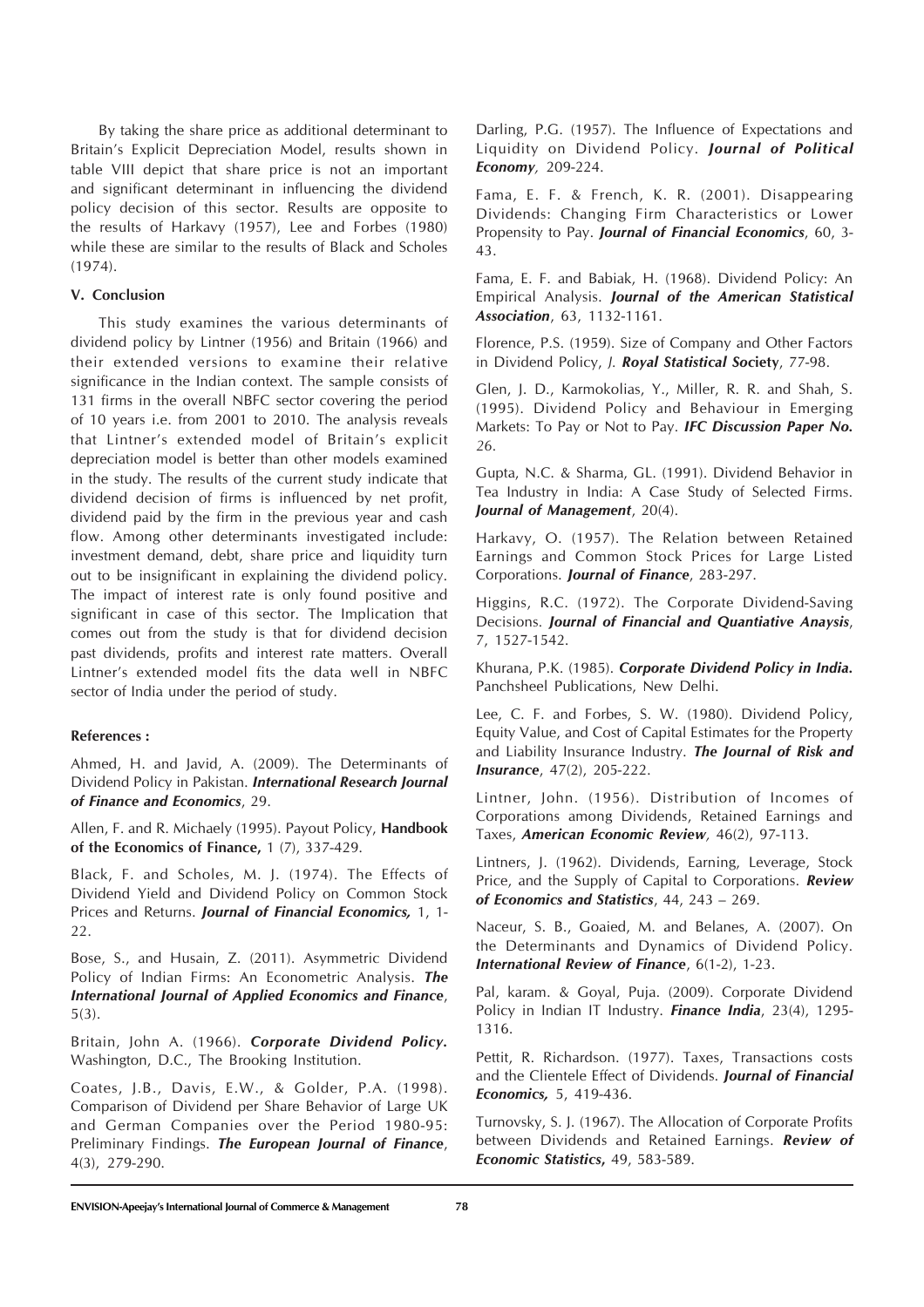By taking the share price as additional determinant to Britain's Explicit Depreciation Model, results shown in table VIII depict that share price is not an important and significant determinant in influencing the dividend policy decision of this sector. Results are opposite to the results of Harkavy (1957), Lee and Forbes (1980) while these are similar to the results of Black and Scholes (1974).

## V. Conclusion

This study examines the various determinants of dividend policy by Lintner (1956) and Britain (1966) and their extended versions to examine their relative significance in the Indian context. The sample consists of 131 firms in the overall NBFC sector covering the period of 10 years i.e. from 2001 to 2010. The analysis reveals that Lintner's extended model of Britain's explicit depreciation model is better than other models examined in the study. The results of the current study indicate that dividend decision of firms is influenced by net profit, dividend paid by the firm in the previous year and cash flow. Among other determinants investigated include: investment demand, debt, share price and liquidity turn out to be insignificant in explaining the dividend policy. The impact of interest rate is only found positive and significant in case of this sector. The Implication that comes out from the study is that for dividend decision past dividends, profits and interest rate matters. Overall Lintner's extended model fits the data well in NBFC sector of India under the period of study.

## References :

Ahmed, H. and Javid, A. (2009). The Determinants of Dividend Policy in Pakistan. ***International Research Journal of Finance and Economics***, 29.

Allen, F. and R. Michaely (1995). Payout Policy, **Handbook of the Economics of Finance,** 1 (7), 337-429.

Black, F. and Scholes, M. J. (1974). The Effects of Dividend Yield and Dividend Policy on Common Stock Prices and Returns. ***Journal of Financial Economics,*** 1, 1-22.

Bose, S., and Husain, Z. (2011). Asymmetric Dividend Policy of Indian Firms: An Econometric Analysis. ***The International Journal of Applied Economics and Finance***, 5(3).

Britain, John A. (1966). ***Corporate Dividend Policy.*** Washington, D.C., The Brooking Institution.

Coates, J.B., Davis, E.W., & Golder, P.A. (1998). Comparison of Dividend per Share Behavior of Large UK and German Companies over the Period 1980-95: Preliminary Findings. ***The European Journal of Finance***, 4(3), 279-290.

Darling, P.G. (1957). The Influence of Expectations and Liquidity on Dividend Policy. ***Journal of Political Economy***, 209-224.

Fama, E. F. & French, K. R. (2001). Disappearing Dividends: Changing Firm Characteristics or Lower Propensity to Pay. ***Journal of Financial Economics***, 60, 3-43.

Fama, E. F. and Babiak, H. (1968). Dividend Policy: An Empirical Analysis. ***Journal of the American Statistical Association***, 63, 1132-1161.

Florence, P.S. (1959). Size of Company and Other Factors in Dividend Policy, *J.* ***Royal Statistical Society***, 77-98.

Glen, J. D., Karmokolias, Y., Miller, R. R. and Shah, S. (1995). Dividend Policy and Behaviour in Emerging Markets: To Pay or Not to Pay. ***IFC Discussion Paper No.*** *26*.

Gupta, N.C. & Sharma, GL. (1991). Dividend Behavior in Tea Industry in India: A Case Study of Selected Firms. ***Journal of Management***, 20(4).

Harkavy, O. (1957). The Relation between Retained Earnings and Common Stock Prices for Large Listed Corporations. ***Journal of Finance***, 283-297.

Higgins, R.C. (1972). The Corporate Dividend-Saving Decisions. ***Journal of Financial and Quantiative Anaysis***, 7, 1527-1542.

Khurana, P.K. (1985). ***Corporate Dividend Policy in India.*** Panchsheel Publications, New Delhi.

Lee, C. F. and Forbes, S. W. (1980). Dividend Policy, Equity Value, and Cost of Capital Estimates for the Property and Liability Insurance Industry. ***The Journal of Risk and Insurance***, 47(2), 205-222.

Lintner, John. (1956). Distribution of Incomes of Corporations among Dividends, Retained Earnings and Taxes, ***American Economic Review***, 46(2), 97-113.

Lintners, J. (1962). Dividends, Earning, Leverage, Stock Price, and the Supply of Capital to Corporations. ***Review of Economics and Statistics***, 44, 243 – 269.

Naceur, S. B., Goaied, M. and Belanes, A. (2007). On the Determinants and Dynamics of Dividend Policy. ***International Review of Finance***, 6(1-2), 1-23.

Pal, karam. & Goyal, Puja. (2009). Corporate Dividend Policy in Indian IT Industry. ***Finance India***, 23(4), 1295-1316.

Pettit, R. Richardson. (1977). Taxes, Transactions costs and the Clientele Effect of Dividends. ***Journal of Financial Economics,*** 5, 419-436.

Turnovsky, S. J. (1967). The Allocation of Corporate Profits between Dividends and Retained Earnings. ***Review of Economic Statistics,*** 49, 583-589.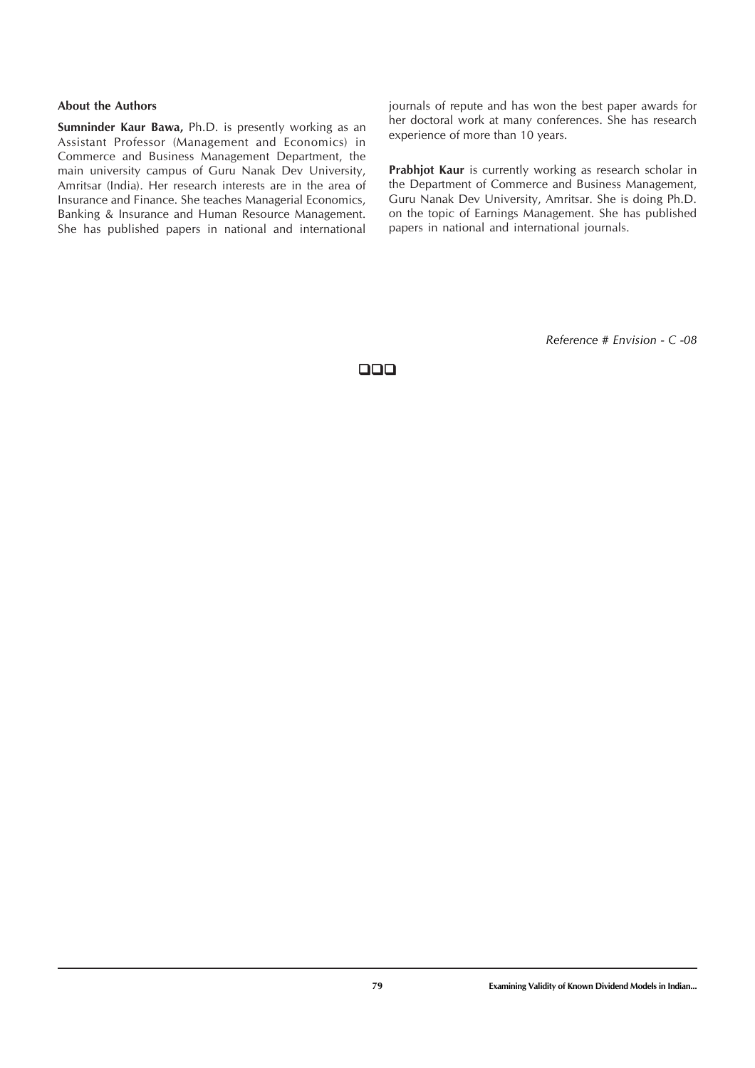**About the Authors**

**Sumninder Kaur Bawa,** Ph.D. is presently working as an Assistant Professor (Management and Economics) in Commerce and Business Management Department, the main university campus of Guru Nanak Dev University, Amritsar (India). Her research interests are in the area of Insurance and Finance. She teaches Managerial Economics, Banking & Insurance and Human Resource Management. She has published papers in national and international journals of repute and has won the best paper awards for her doctoral work at many conferences. She has research experience of more than 10 years.

**Prabhjot Kaur** is currently working as research scholar in the Department of Commerce and Business Management, Guru Nanak Dev University, Amritsar. She is doing Ph.D. on the topic of Earnings Management. She has published papers in national and international journals.

*Reference # Envision - C -08*

❑❑❑